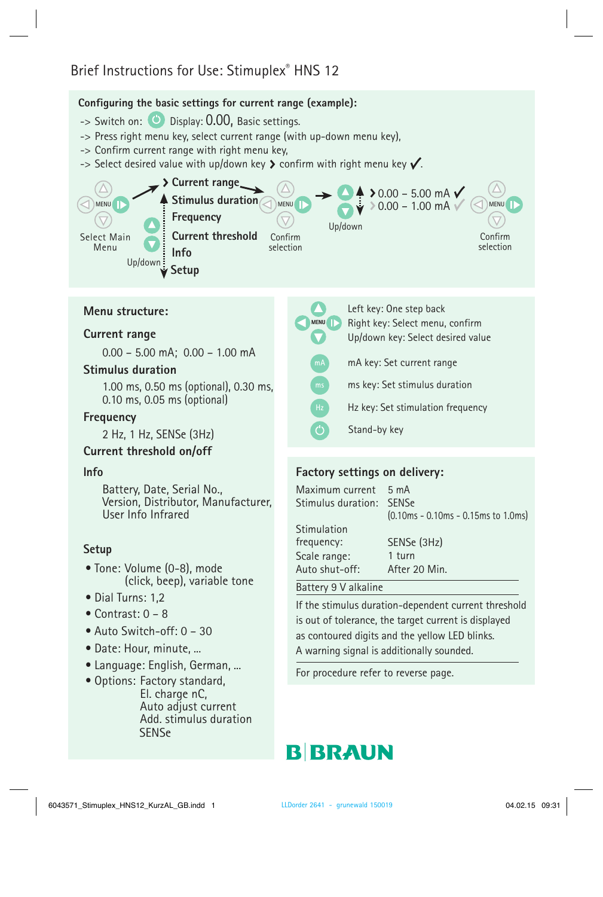# Brief Instructions for Use: Stimuplex® HNS 12

**Configuring the basic settings for current range (example):**

-> Switch on: Display: 0.00, Basic settings.
-> Press right menu key, select current range (with up-down menu key),
-> Confirm current range with right menu key,
-> Select desired value with up/down key › confirm with right menu key ✓.

Select Main Menu → Up/down: › Current range, Stimulus duration, Frequency, Current threshold, Info, Setup → Confirm selection → Up/down: › 0.00 – 5.00 mA ✓, › 0.00 – 1.00 mA ✓ → Confirm selection

## Menu structure:

**Current range**

0.00 – 5.00 mA; 0.00 – 1.00 mA

**Stimulus duration**

1.00 ms, 0.50 ms (optional), 0.30 ms, 0.10 ms, 0.05 ms (optional)

**Frequency**

2 Hz, 1 Hz, SENSe (3Hz)

**Current threshold on/off**

**Info**

Battery, Date, Serial No., Version, Distributor, Manufacturer, User Info Infrared

**Setup**

- Tone: Volume (0-8), mode (click, beep), variable tone
- Dial Turns: 1,2
- Contrast: 0 – 8
- Auto Switch-off: 0 – 30
- Date: Hour, minute, ...
- Language: English, German, ...
- Options: Factory standard, El. charge nC, Auto adjust current Add. stimulus duration SENSe

Left key: One step back
Right key: Select menu, confirm
Up/down key: Select desired value

mA key: Set current range

ms key: Set stimulus duration

Hz key: Set stimulation frequency

Stand-by key

## Factory settings on delivery:

| | |
|---|---|
| Maximum current | 5 mA |
| Stimulus duration: | SENSe (0.10ms - 0.10ms - 0.15ms to 1.0ms) |
| Stimulation frequency: | SENSe (3Hz) |
| Scale range: | 1 turn |
| Auto shut-off: | After 20 Min. |

Battery 9 V alkaline

If the stimulus duration-dependent current threshold is out of tolerance, the target current is displayed as contoured digits and the yellow LED blinks. A warning signal is additionally sounded.

For procedure refer to reverse page.

B|BRAUN

6043571_Stimuplex_HNS12_KurzAL_GB.indd 1 LLDorder 2641 - grunewald 150019 04.02.15 09:31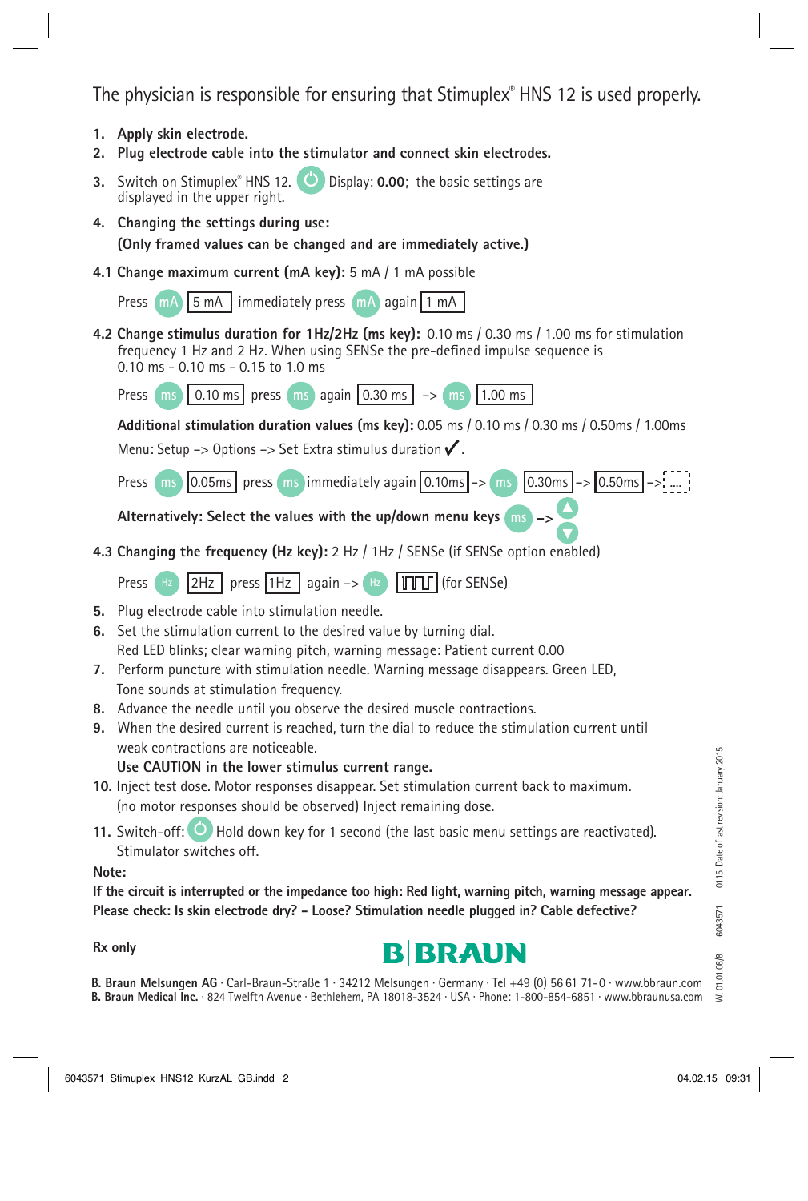The physician is responsible for ensuring that Stimuplex® HNS 12 is used properly.

1. **Apply skin electrode.**
2. **Plug electrode cable into the stimulator and connect skin electrodes.**
3. Switch on Stimuplex® HNS 12. Display: **0.00**; the basic settings are displayed in the upper right.
4. **Changing the settings during use:**
   **(Only framed values can be changed and are immediately active.)**

**4.1 Change maximum current (mA key):** 5 mA / 1 mA possible

Press mA [5 mA] immediately press mA again [1 mA]

**4.2 Change stimulus duration for 1Hz/2Hz (ms key):** 0.10 ms / 0.30 ms / 1.00 ms for stimulation frequency 1 Hz and 2 Hz. When using SENSe the pre-defined impulse sequence is 0.10 ms - 0.10 ms - 0.15 to 1.0 ms

Press ms [0.10 ms] press ms again [0.30 ms] –> ms [1.00 ms]

**Additional stimulation duration values (ms key):** 0.05 ms / 0.10 ms / 0.30 ms / 0.50ms / 1.00ms

Menu: Setup –> Options –> Set Extra stimulus duration ✓.

Press ms [0.05ms] press ms immediately again [0.10ms] –> ms [0.30ms] –> [0.50ms] –> [....]

**Alternatively: Select the values with the up/down menu keys** ms –> ▲ ▼

**4.3 Changing the frequency (Hz key):** 2 Hz / 1Hz / SENSe (if SENSe option enabled)

Press Hz [2Hz] press [1Hz] again –> Hz [⊓⊓⊓] (for SENSe)

5. Plug electrode cable into stimulation needle.
6. Set the stimulation current to the desired value by turning dial.
   Red LED blinks; clear warning pitch, warning message: Patient current 0.00
7. Perform puncture with stimulation needle. Warning message disappears. Green LED, Tone sounds at stimulation frequency.
8. Advance the needle until you observe the desired muscle contractions.
9. When the desired current is reached, turn the dial to reduce the stimulation current until weak contractions are noticeable.
   **Use CAUTION in the lower stimulus current range.**
10. Inject test dose. Motor responses disappear. Set stimulation current back to maximum. (no motor responses should be observed) Inject remaining dose.
11. Switch-off: Hold down key for 1 second (the last basic menu settings are reactivated). Stimulator switches off.

**Note:**

**If the circuit is interrupted or the impedance too high: Red light, warning pitch, warning message appear. Please check: Is skin electrode dry? – Loose? Stimulation needle plugged in? Cable defective?**

**Rx only**

B|BRAUN

**B. Braun Melsungen AG** · Carl-Braun-Straße 1 · 34212 Melsungen · Germany · Tel +49 (0) 56 61 71-0 · www.bbraun.com
**B. Braun Medical Inc.** · 824 Twelfth Avenue · Bethlehem, PA 18018-3524 · USA · Phone: 1-800-854-6851 · www.bbraunusa.com

W. 01.01.08/8 6043571 0115 Date of last revision: January 2015